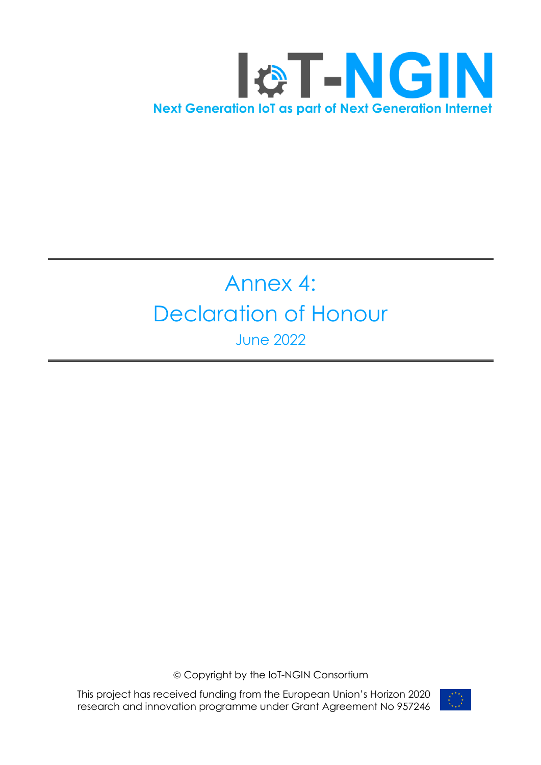# IoT-NGIN

**Next Generation IoT as part of Next Generation Internet**

# Annex 4: Declaration of Honour

## June 2022

© Copyright by the IoT-NGIN Consortium

This project has received funding from the European Union's Horizon 2020 research and innovation programme under Grant Agreement No 957246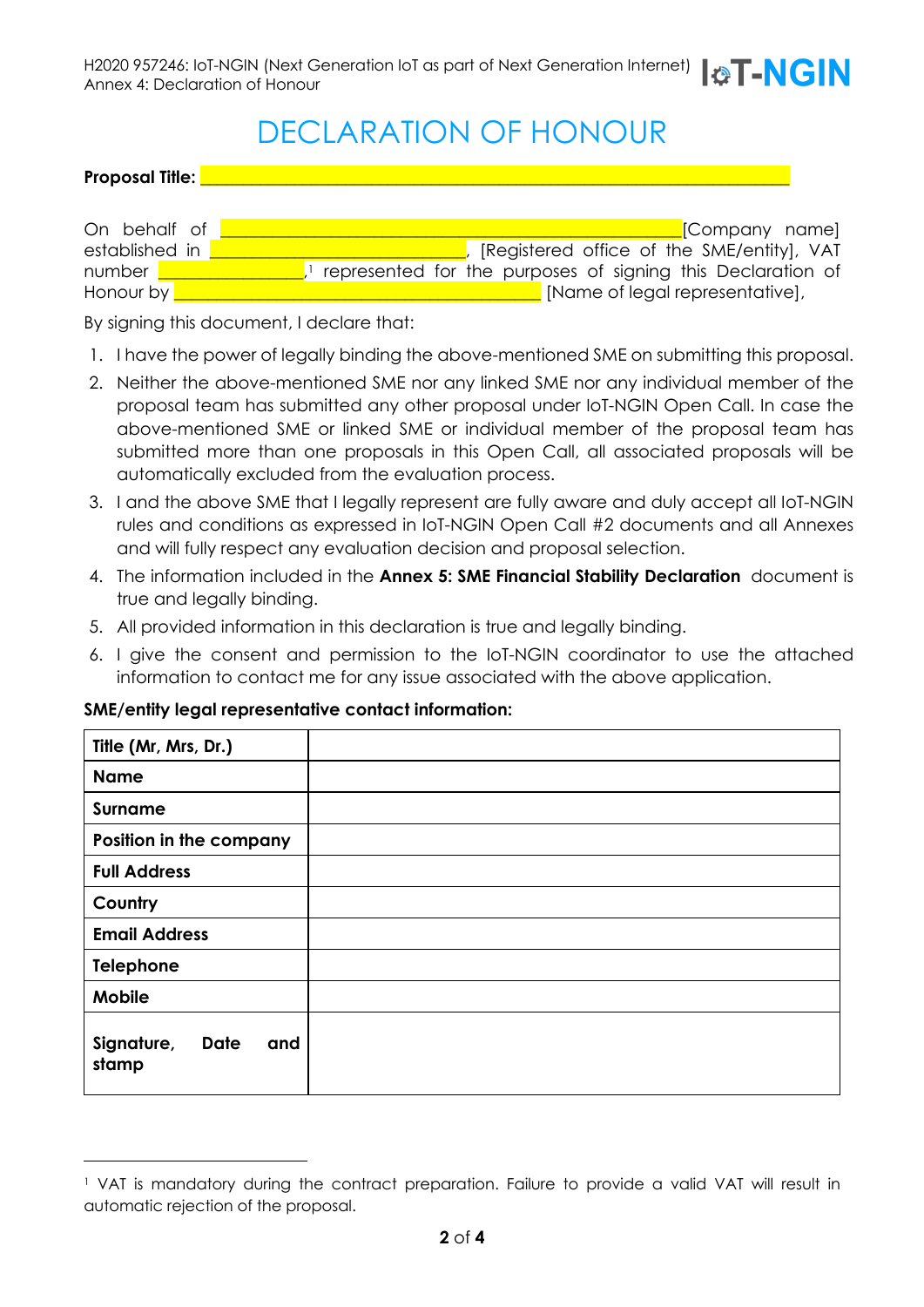# DECLARATION OF HONOUR

**Proposal Title:** ____________________________________________________________

On behalf of ________________________________________________[Company name] established in ___________________________, [Registered office of the SME/entity], VAT number _______________,[1] represented for the purposes of signing this Declaration of Honour by _______________________________________ [Name of legal representative],

By signing this document, I declare that:

1. I have the power of legally binding the above-mentioned SME on submitting this proposal.
2. Neither the above-mentioned SME nor any linked SME nor any individual member of the proposal team has submitted any other proposal under IoT-NGIN Open Call. In case the above-mentioned SME or linked SME or individual member of the proposal team has submitted more than one proposals in this Open Call, all associated proposals will be automatically excluded from the evaluation process.
3. I and the above SME that I legally represent are fully aware and duly accept all IoT-NGIN rules and conditions as expressed in IoT-NGIN Open Call #2 documents and all Annexes and will fully respect any evaluation decision and proposal selection.
4. The information included in the **Annex 5: SME Financial Stability Declaration** document is true and legally binding.
5. All provided information in this declaration is true and legally binding.
6. I give the consent and permission to the IoT-NGIN coordinator to use the attached information to contact me for any issue associated with the above application.

**SME/entity legal representative contact information:**

| **Title (Mr, Mrs, Dr.)** | |
|---|---|
| **Name** | |
| **Surname** | |
| **Position in the company** | |
| **Full Address** | |
| **Country** | |
| **Email Address** | |
| **Telephone** | |
| **Mobile** | |
| **Signature, Date and stamp** | |

[1] VAT is mandatory during the contract preparation. Failure to provide a valid VAT will result in automatic rejection of the proposal.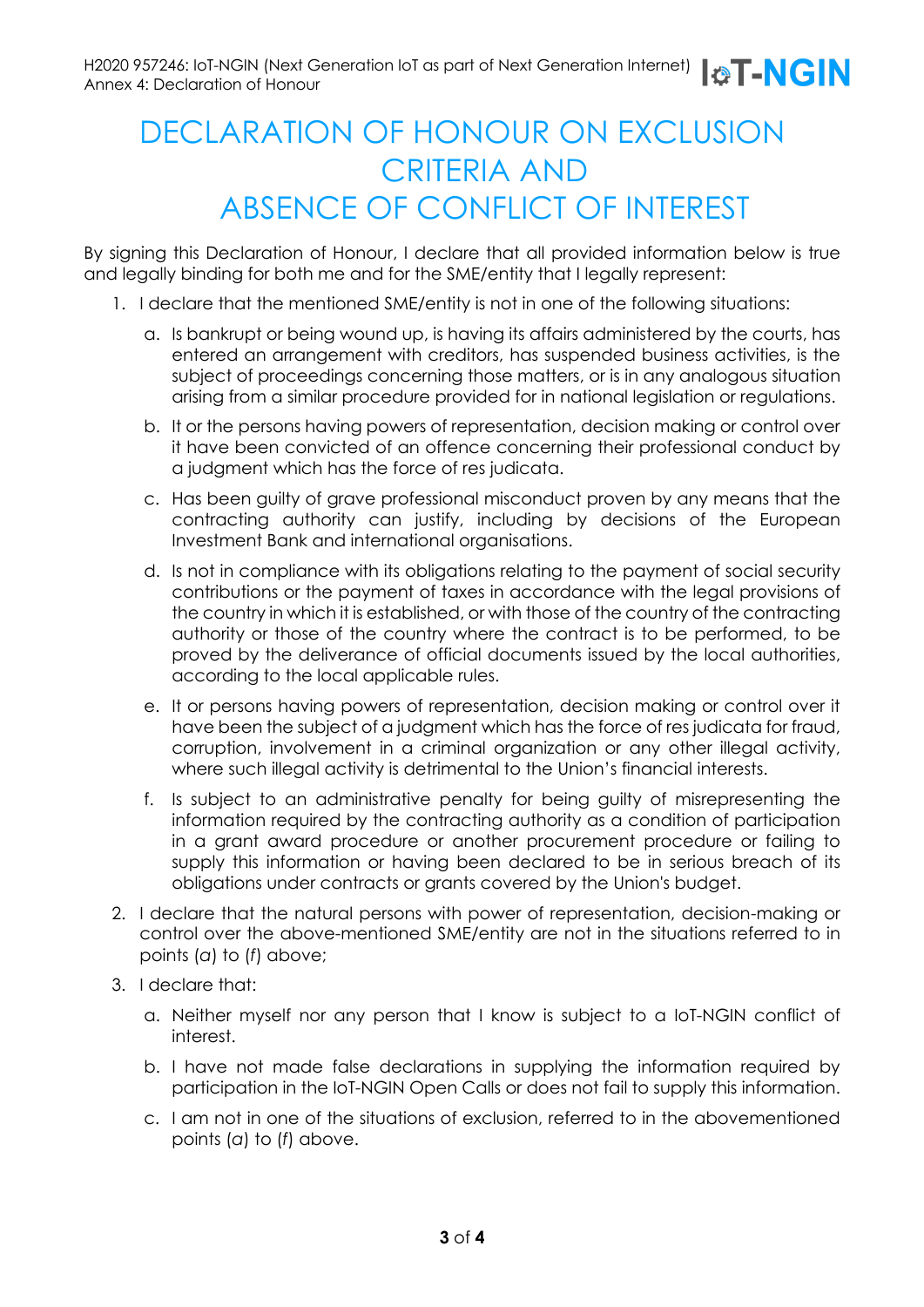# DECLARATION OF HONOUR ON EXCLUSION CRITERIA AND ABSENCE OF CONFLICT OF INTEREST

By signing this Declaration of Honour, I declare that all provided information below is true and legally binding for both me and for the SME/entity that I legally represent:

1. I declare that the mentioned SME/entity is not in one of the following situations:
   a. Is bankrupt or being wound up, is having its affairs administered by the courts, has entered an arrangement with creditors, has suspended business activities, is the subject of proceedings concerning those matters, or is in any analogous situation arising from a similar procedure provided for in national legislation or regulations.
   b. It or the persons having powers of representation, decision making or control over it have been convicted of an offence concerning their professional conduct by a judgment which has the force of res judicata.
   c. Has been guilty of grave professional misconduct proven by any means that the contracting authority can justify, including by decisions of the European Investment Bank and international organisations.
   d. Is not in compliance with its obligations relating to the payment of social security contributions or the payment of taxes in accordance with the legal provisions of the country in which it is established, or with those of the country of the contracting authority or those of the country where the contract is to be performed, to be proved by the deliverance of official documents issued by the local authorities, according to the local applicable rules.
   e. It or persons having powers of representation, decision making or control over it have been the subject of a judgment which has the force of res judicata for fraud, corruption, involvement in a criminal organization or any other illegal activity, where such illegal activity is detrimental to the Union's financial interests.
   f. Is subject to an administrative penalty for being guilty of misrepresenting the information required by the contracting authority as a condition of participation in a grant award procedure or another procurement procedure or failing to supply this information or having been declared to be in serious breach of its obligations under contracts or grants covered by the Union's budget.
2. I declare that the natural persons with power of representation, decision-making or control over the above-mentioned SME/entity are not in the situations referred to in points (*a*) to (*f*) above;
3. I declare that:
   a. Neither myself nor any person that I know is subject to a IoT-NGIN conflict of interest.
   b. I have not made false declarations in supplying the information required by participation in the IoT-NGIN Open Calls or does not fail to supply this information.
   c. I am not in one of the situations of exclusion, referred to in the abovementioned points (*a*) to (*f*) above.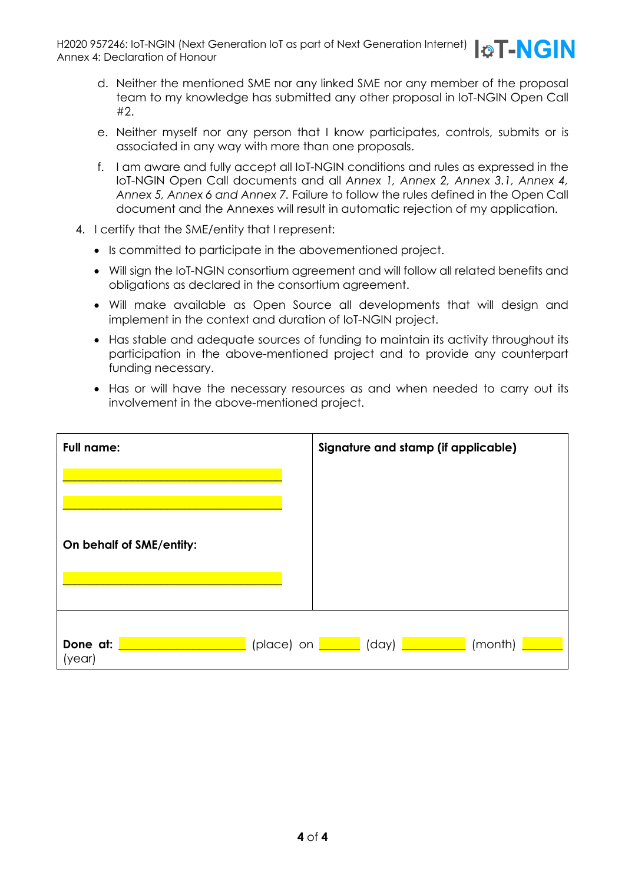d. Neither the mentioned SME nor any linked SME nor any member of the proposal team to my knowledge has submitted any other proposal in IoT-NGIN Open Call #2.

e. Neither myself nor any person that I know participates, controls, submits or is associated in any way with more than one proposals.

f. I am aware and fully accept all IoT-NGIN conditions and rules as expressed in the IoT-NGIN Open Call documents and all *Annex 1, Annex 2, Annex 3.1, Annex 4, Annex 5, Annex 6 and Annex 7*. Failure to follow the rules defined in the Open Call document and the Annexes will result in automatic rejection of my application.

4. I certify that the SME/entity that I represent:
   - Is committed to participate in the abovementioned project.
   - Will sign the IoT-NGIN consortium agreement and will follow all related benefits and obligations as declared in the consortium agreement.
   - Will make available as Open Source all developments that will design and implement in the context and duration of IoT-NGIN project.
   - Has stable and adequate sources of funding to maintain its activity throughout its participation in the above-mentioned project and to provide any counterpart funding necessary.
   - Has or will have the necessary resources as and when needed to carry out its involvement in the above-mentioned project.

| | |
|---|---|
| **Full name:**<br><br>___________________________________<br><br>___________________________________<br><br>**On behalf of SME/entity:**<br><br>___________________________________ | **Signature and stamp (if applicable)** |
| **Done at:** ____________________ (place) on ______ (day) __________ (month) ______ (year) | |